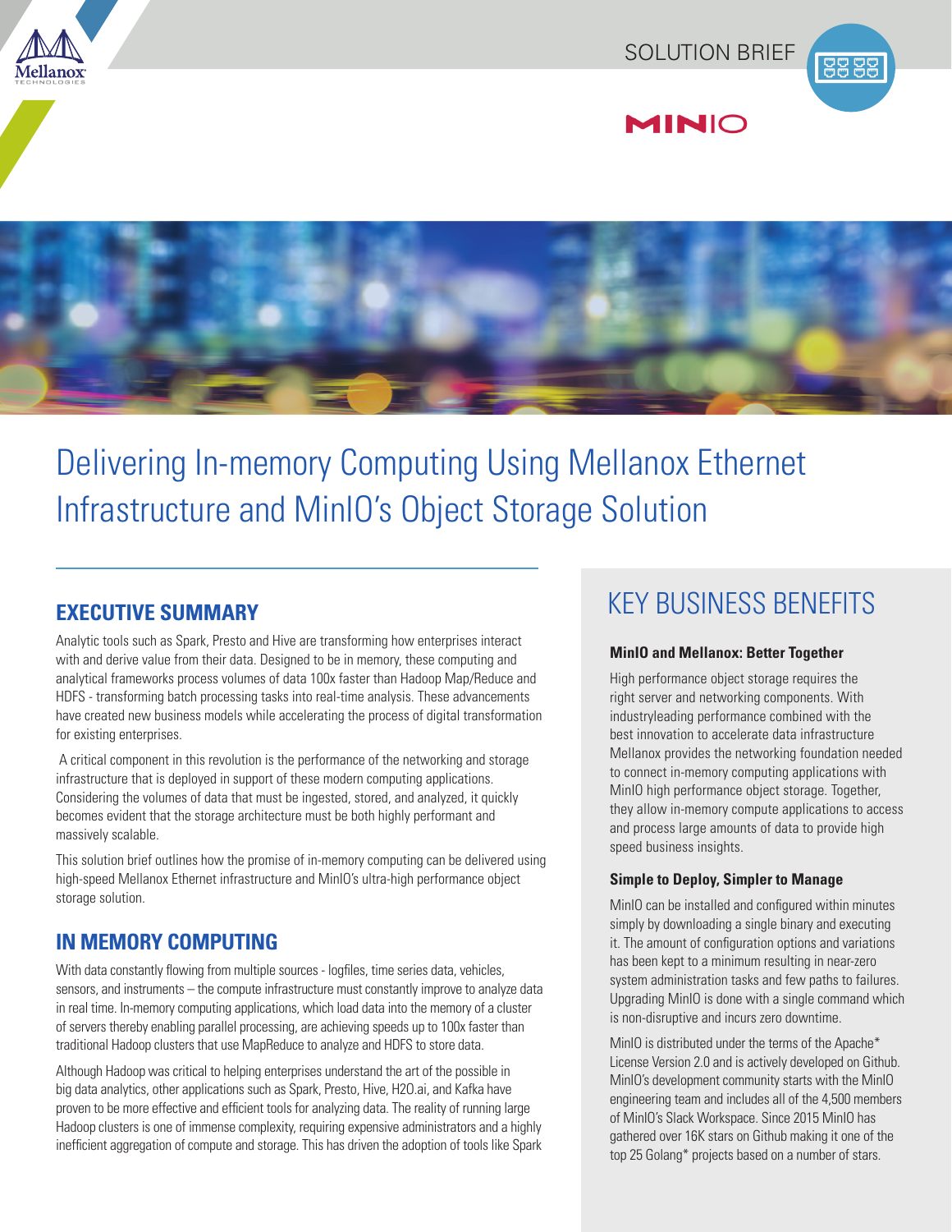SOLUTION BRIEF

# Delivering In-memory Computing Using Mellanox Ethernet Infrastructure and MinIO's Object Storage Solution

## EXECUTIVE SUMMARY

Analytic tools such as Spark, Presto and Hive are transforming how enterprises interact with and derive value from their data. Designed to be in memory, these computing and analytical frameworks process volumes of data 100x faster than Hadoop Map/Reduce and HDFS - transforming batch processing tasks into real-time analysis. These advancements have created new business models while accelerating the process of digital transformation for existing enterprises.

A critical component in this revolution is the performance of the networking and storage infrastructure that is deployed in support of these modern computing applications. Considering the volumes of data that must be ingested, stored, and analyzed, it quickly becomes evident that the storage architecture must be both highly performant and massively scalable.

This solution brief outlines how the promise of in-memory computing can be delivered using high-speed Mellanox Ethernet infrastructure and MinIO's ultra-high performance object storage solution.

## IN MEMORY COMPUTING

With data constantly flowing from multiple sources - logfiles, time series data, vehicles, sensors, and instruments – the compute infrastructure must constantly improve to analyze data in real time. In-memory computing applications, which load data into the memory of a cluster of servers thereby enabling parallel processing, are achieving speeds up to 100x faster than traditional Hadoop clusters that use MapReduce to analyze and HDFS to store data.

Although Hadoop was critical to helping enterprises understand the art of the possible in big data analytics, other applications such as Spark, Presto, Hive, H2O.ai, and Kafka have proven to be more effective and efficient tools for analyzing data. The reality of running large Hadoop clusters is one of immense complexity, requiring expensive administrators and a highly inefficient aggregation of compute and storage. This has driven the adoption of tools like Spark

## KEY BUSINESS BENEFITS

**MinIO and Mellanox: Better Together**

High performance object storage requires the right server and networking components. With industryleading performance combined with the best innovation to accelerate data infrastructure Mellanox provides the networking foundation needed to connect in-memory computing applications with MinIO high performance object storage. Together, they allow in-memory compute applications to access and process large amounts of data to provide high speed business insights.

**Simple to Deploy, Simpler to Manage**

MinIO can be installed and configured within minutes simply by downloading a single binary and executing it. The amount of configuration options and variations has been kept to a minimum resulting in near-zero system administration tasks and few paths to failures. Upgrading MinIO is done with a single command which is non-disruptive and incurs zero downtime.

MinIO is distributed under the terms of the Apache* License Version 2.0 and is actively developed on Github. MinIO's development community starts with the MinIO engineering team and includes all of the 4,500 members of MinIO's Slack Workspace. Since 2015 MinIO has gathered over 16K stars on Github making it one of the top 25 Golang* projects based on a number of stars.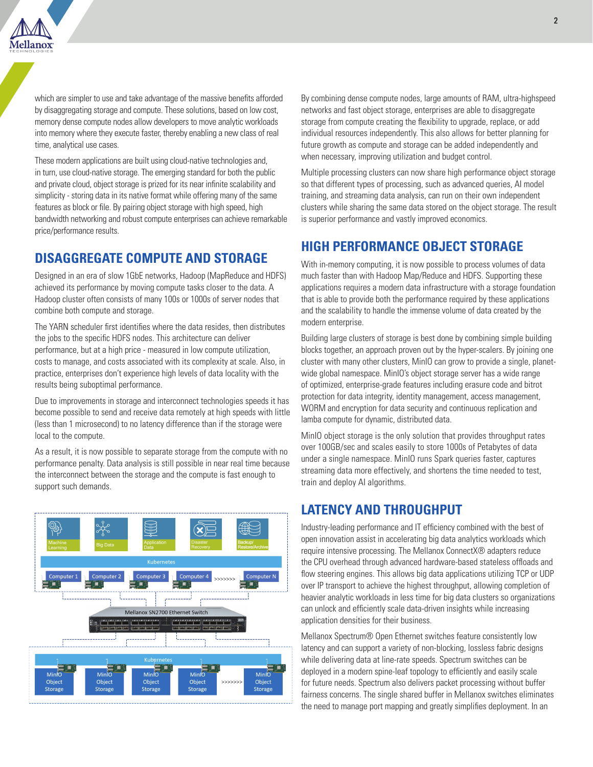which are simpler to use and take advantage of the massive benefits afforded by disaggregating storage and compute. These solutions, based on low cost, memory dense compute nodes allow developers to move analytic workloads into memory where they execute faster, thereby enabling a new class of real time, analytical use cases.

These modern applications are built using cloud-native technologies and, in turn, use cloud-native storage. The emerging standard for both the public and private cloud, object storage is prized for its near infinite scalability and simplicity - storing data in its native format while offering many of the same features as block or file. By pairing object storage with high speed, high bandwidth networking and robust compute enterprises can achieve remarkable price/performance results.

## DISAGGREGATE COMPUTE AND STORAGE

Designed in an era of slow 1GbE networks, Hadoop (MapReduce and HDFS) achieved its performance by moving compute tasks closer to the data. A Hadoop cluster often consists of many 100s or 1000s of server nodes that combine both compute and storage.

The YARN scheduler first identifies where the data resides, then distributes the jobs to the specific HDFS nodes. This architecture can deliver performance, but at a high price - measured in low compute utilization, costs to manage, and costs associated with its complexity at scale. Also, in practice, enterprises don't experience high levels of data locality with the results being suboptimal performance.

Due to improvements in storage and interconnect technologies speeds it has become possible to send and receive data remotely at high speeds with little (less than 1 microsecond) to no latency difference than if the storage were local to the compute.

As a result, it is now possible to separate storage from the compute with no performance penalty. Data analysis is still possible in near real time because the interconnect between the storage and the compute is fast enough to support such demands.

Machine Learning | Big Data | Application Data | Disaster Recovery | Backup/ Restore/Archive

Kubernetes

Computer 1 | Computer 2 | Computer 3 | Computer 4 >>>>>>> Computer N

Mellanox SN2700 Ethernet Switch

Kubernetes

MinIO Object Storage | MinIO Object Storage | MinIO Object Storage | MinIO Object Storage >>>>>>> MinIO Object Storage

By combining dense compute nodes, large amounts of RAM, ultra-highspeed networks and fast object storage, enterprises are able to disaggregate storage from compute creating the flexibility to upgrade, replace, or add individual resources independently. This also allows for better planning for future growth as compute and storage can be added independently and when necessary, improving utilization and budget control.

Multiple processing clusters can now share high performance object storage so that different types of processing, such as advanced queries, AI model training, and streaming data analysis, can run on their own independent clusters while sharing the same data stored on the object storage. The result is superior performance and vastly improved economics.

## HIGH PERFORMANCE OBJECT STORAGE

With in-memory computing, it is now possible to process volumes of data much faster than with Hadoop Map/Reduce and HDFS. Supporting these applications requires a modern data infrastructure with a storage foundation that is able to provide both the performance required by these applications and the scalability to handle the immense volume of data created by the modern enterprise.

Building large clusters of storage is best done by combining simple building blocks together, an approach proven out by the hyper-scalers. By joining one cluster with many other clusters, MinIO can grow to provide a single, planet-wide global namespace. MinIO's object storage server has a wide range of optimized, enterprise-grade features including erasure code and bitrot protection for data integrity, identity management, access management, WORM and encryption for data security and continuous replication and lamba compute for dynamic, distributed data.

MinIO object storage is the only solution that provides throughput rates over 100GB/sec and scales easily to store 1000s of Petabytes of data under a single namespace. MinIO runs Spark queries faster, captures streaming data more effectively, and shortens the time needed to test, train and deploy AI algorithms.

## LATENCY AND THROUGHPUT

Industry-leading performance and IT efficiency combined with the best of open innovation assist in accelerating big data analytics workloads which require intensive processing. The Mellanox ConnectX® adapters reduce the CPU overhead through advanced hardware-based stateless offloads and flow steering engines. This allows big data applications utilizing TCP or UDP over IP transport to achieve the highest throughput, allowing completion of heavier analytic workloads in less time for big data clusters so organizations can unlock and efficiently scale data-driven insights while increasing application densities for their business.

Mellanox Spectrum® Open Ethernet switches feature consistently low latency and can support a variety of non-blocking, lossless fabric designs while delivering data at line-rate speeds. Spectrum switches can be deployed in a modern spine-leaf topology to efficiently and easily scale for future needs. Spectrum also delivers packet processing without buffer fairness concerns. The single shared buffer in Mellanox switches eliminates the need to manage port mapping and greatly simplifies deployment. In an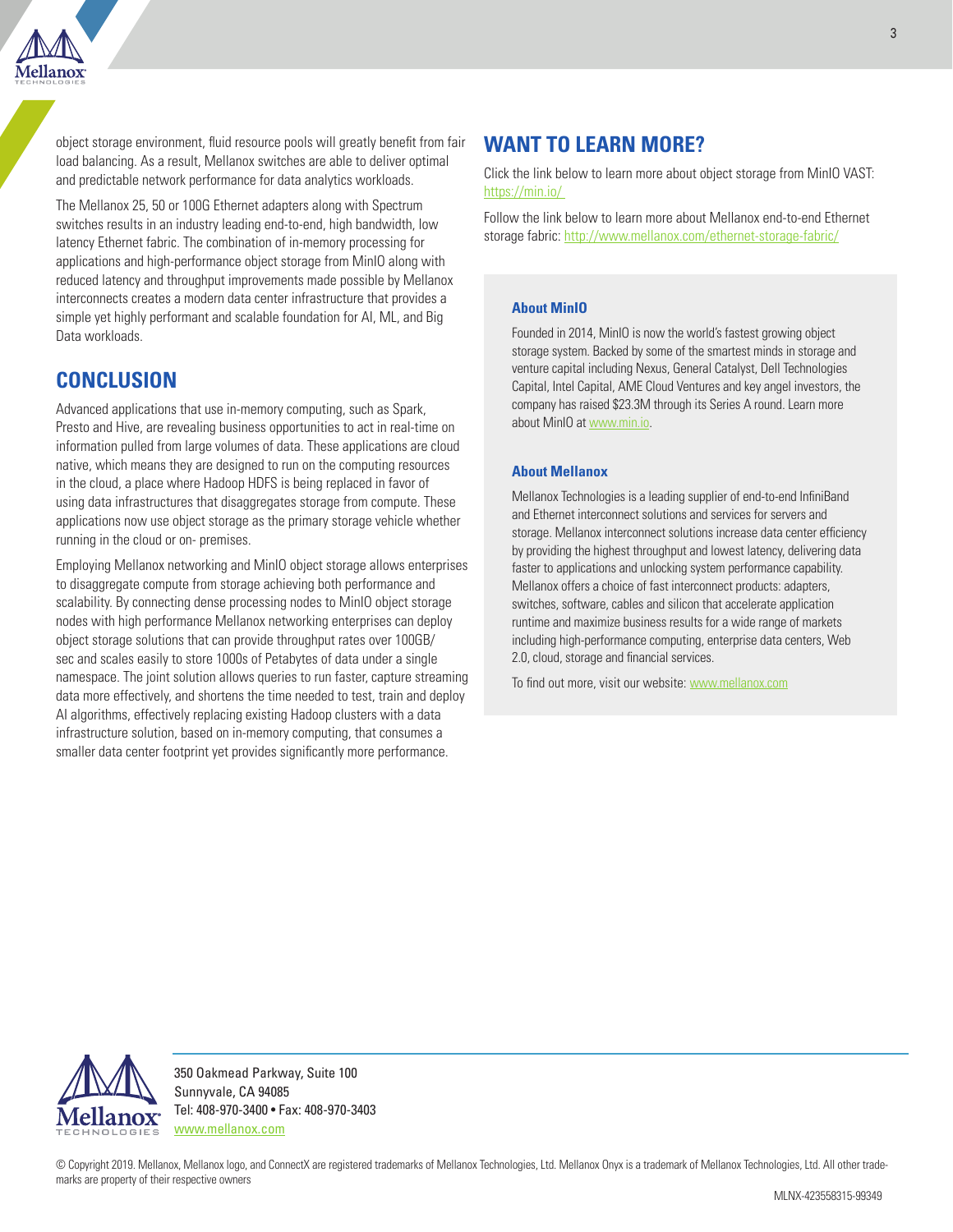object storage environment, fluid resource pools will greatly benefit from fair load balancing. As a result, Mellanox switches are able to deliver optimal and predictable network performance for data analytics workloads.

The Mellanox 25, 50 or 100G Ethernet adapters along with Spectrum switches results in an industry leading end-to-end, high bandwidth, low latency Ethernet fabric. The combination of in-memory processing for applications and high-performance object storage from MinIO along with reduced latency and throughput improvements made possible by Mellanox interconnects creates a modern data center infrastructure that provides a simple yet highly performant and scalable foundation for AI, ML, and Big Data workloads.

## CONCLUSION

Advanced applications that use in-memory computing, such as Spark, Presto and Hive, are revealing business opportunities to act in real-time on information pulled from large volumes of data. These applications are cloud native, which means they are designed to run on the computing resources in the cloud, a place where Hadoop HDFS is being replaced in favor of using data infrastructures that disaggregates storage from compute. These applications now use object storage as the primary storage vehicle whether running in the cloud or on- premises.

Employing Mellanox networking and MinIO object storage allows enterprises to disaggregate compute from storage achieving both performance and scalability. By connecting dense processing nodes to MinIO object storage nodes with high performance Mellanox networking enterprises can deploy object storage solutions that can provide throughput rates over 100GB/sec and scales easily to store 1000s of Petabytes of data under a single namespace. The joint solution allows queries to run faster, capture streaming data more effectively, and shortens the time needed to test, train and deploy AI algorithms, effectively replacing existing Hadoop clusters with a data infrastructure solution, based on in-memory computing, that consumes a smaller data center footprint yet provides significantly more performance.

## WANT TO LEARN MORE?

Click the link below to learn more about object storage from MinIO VAST: https://min.io/

Follow the link below to learn more about Mellanox end-to-end Ethernet storage fabric: http://www.mellanox.com/ethernet-storage-fabric/

### About MinIO

Founded in 2014, MinIO is now the world's fastest growing object storage system. Backed by some of the smartest minds in storage and venture capital including Nexus, General Catalyst, Dell Technologies Capital, Intel Capital, AME Cloud Ventures and key angel investors, the company has raised $23.3M through its Series A round. Learn more about MinIO at www.min.io.

### About Mellanox

Mellanox Technologies is a leading supplier of end-to-end InfiniBand and Ethernet interconnect solutions and services for servers and storage. Mellanox interconnect solutions increase data center efficiency by providing the highest throughput and lowest latency, delivering data faster to applications and unlocking system performance capability. Mellanox offers a choice of fast interconnect products: adapters, switches, software, cables and silicon that accelerate application runtime and maximize business results for a wide range of markets including high-performance computing, enterprise data centers, Web 2.0, cloud, storage and financial services.

To find out more, visit our website: www.mellanox.com

350 Oakmead Parkway, Suite 100
Sunnyvale, CA 94085
Tel: 408-970-3400 • Fax: 408-970-3403
www.mellanox.com

© Copyright 2019. Mellanox, Mellanox logo, and ConnectX are registered trademarks of Mellanox Technologies, Ltd. Mellanox Onyx is a trademark of Mellanox Technologies, Ltd. All other trademarks are property of their respective owners

MLNX-423558315-99349